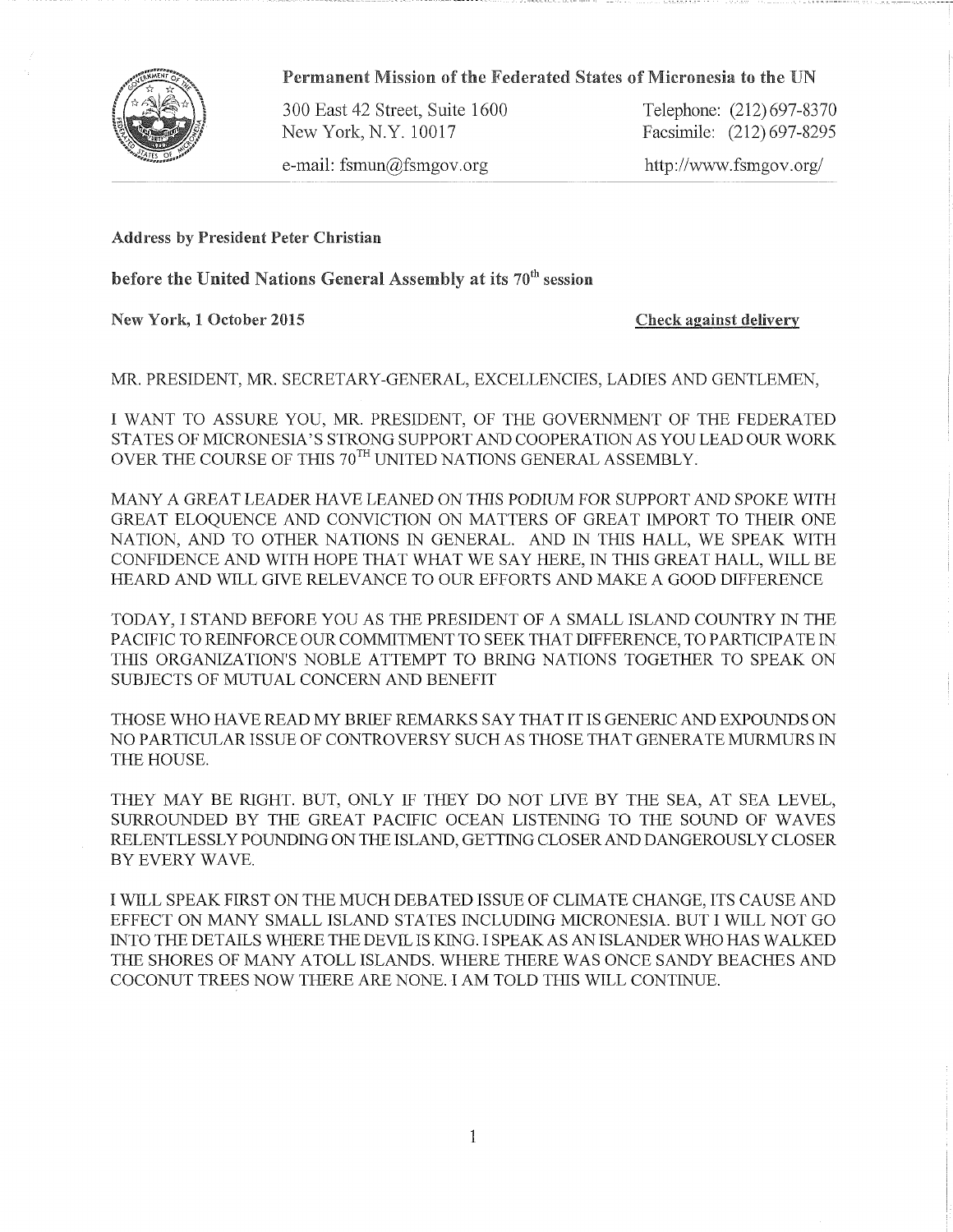**Permanent Mission of the Federated States of Micronesia to the UN**

300 East 42 Street, Suite 1600
New York, N.Y. 10017

Telephone: (212) 697-8370
Facsimile: (212) 697-8295

e-mail: fsmun@fsmgov.org

http://www.fsmgov.org/

**Address by President Peter Christian**

**before the United Nations General Assembly at its 70th session**

**New York, 1 October 2015**

**Check against delivery**

MR. PRESIDENT, MR. SECRETARY-GENERAL, EXCELLENCIES, LADIES AND GENTLEMEN,

I WANT TO ASSURE YOU, MR. PRESIDENT, OF THE GOVERNMENT OF THE FEDERATED STATES OF MICRONESIA'S STRONG SUPPORT AND COOPERATION AS YOU LEAD OUR WORK OVER THE COURSE OF THIS 70TH UNITED NATIONS GENERAL ASSEMBLY.

MANY A GREAT LEADER HAVE LEANED ON THIS PODIUM FOR SUPPORT AND SPOKE WITH GREAT ELOQUENCE AND CONVICTION ON MATTERS OF GREAT IMPORT TO THEIR ONE NATION, AND TO OTHER NATIONS IN GENERAL. AND IN THIS HALL, WE SPEAK WITH CONFIDENCE AND WITH HOPE THAT WHAT WE SAY HERE, IN THIS GREAT HALL, WILL BE HEARD AND WILL GIVE RELEVANCE TO OUR EFFORTS AND MAKE A GOOD DIFFERENCE

TODAY, I STAND BEFORE YOU AS THE PRESIDENT OF A SMALL ISLAND COUNTRY IN THE PACIFIC TO REINFORCE OUR COMMITMENT TO SEEK THAT DIFFERENCE, TO PARTICIPATE IN THIS ORGANIZATION'S NOBLE ATTEMPT TO BRING NATIONS TOGETHER TO SPEAK ON SUBJECTS OF MUTUAL CONCERN AND BENEFIT

THOSE WHO HAVE READ MY BRIEF REMARKS SAY THAT IT IS GENERIC AND EXPOUNDS ON NO PARTICULAR ISSUE OF CONTROVERSY SUCH AS THOSE THAT GENERATE MURMURS IN THE HOUSE.

THEY MAY BE RIGHT. BUT, ONLY IF THEY DO NOT LIVE BY THE SEA, AT SEA LEVEL, SURROUNDED BY THE GREAT PACIFIC OCEAN LISTENING TO THE SOUND OF WAVES RELENTLESSLY POUNDING ON THE ISLAND, GETTING CLOSER AND DANGEROUSLY CLOSER BY EVERY WAVE.

I WILL SPEAK FIRST ON THE MUCH DEBATED ISSUE OF CLIMATE CHANGE, ITS CAUSE AND EFFECT ON MANY SMALL ISLAND STATES INCLUDING MICRONESIA. BUT I WILL NOT GO INTO THE DETAILS WHERE THE DEVIL IS KING. I SPEAK AS AN ISLANDER WHO HAS WALKED THE SHORES OF MANY ATOLL ISLANDS. WHERE THERE WAS ONCE SANDY BEACHES AND COCONUT TREES NOW THERE ARE NONE. I AM TOLD THIS WILL CONTINUE.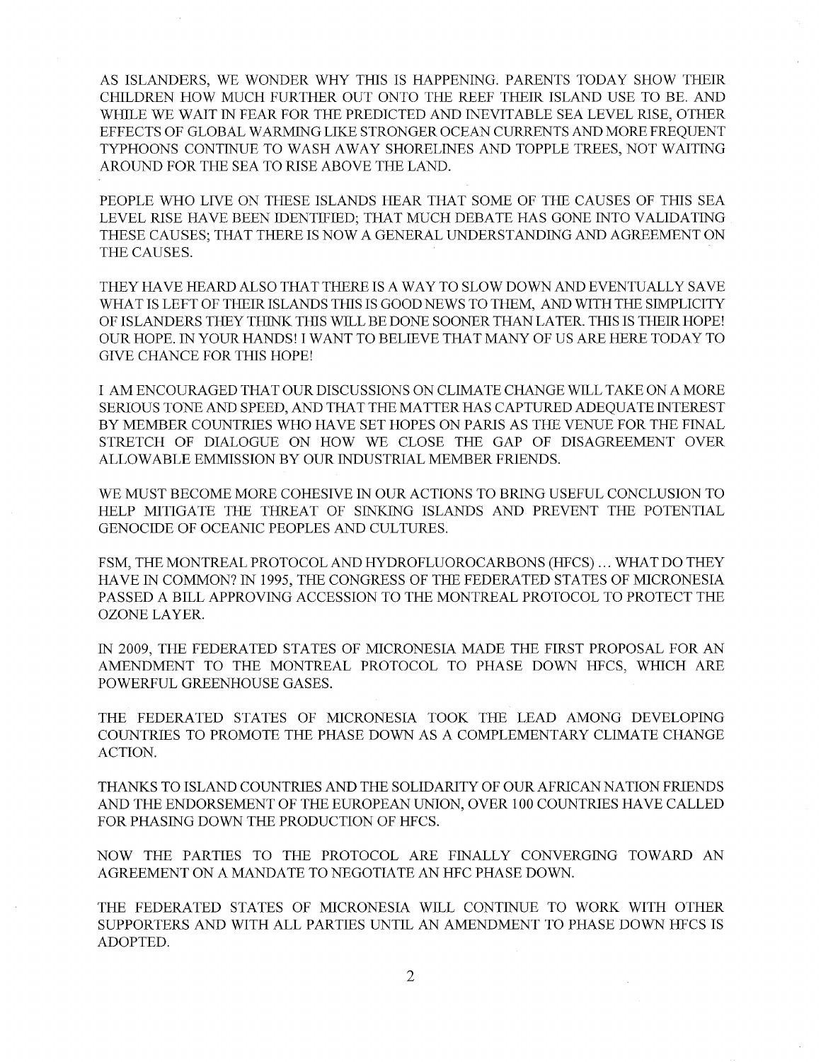AS ISLANDERS, WE WONDER WHY THIS IS HAPPENING. PARENTS TODAY SHOW THEIR CHILDREN HOW MUCH FURTHER OUT ONTO THE REEF THEIR ISLAND USE TO BE. AND WHILE WE WAIT IN FEAR FOR THE PREDICTED AND INEVITABLE SEA LEVEL RISE, OTHER EFFECTS OF GLOBAL WARMING LIKE STRONGER OCEAN CURRENTS AND MORE FREQUENT TYPHOONS CONTINUE TO WASH AWAY SHORELINES AND TOPPLE TREES, NOT WAITING AROUND FOR THE SEA TO RISE ABOVE THE LAND.

PEOPLE WHO LIVE ON THESE ISLANDS HEAR THAT SOME OF THE CAUSES OF THIS SEA LEVEL RISE HAVE BEEN IDENTIFIED; THAT MUCH DEBATE HAS GONE INTO VALIDATING THESE CAUSES; THAT THERE IS NOW A GENERAL UNDERSTANDING AND AGREEMENT ON THE CAUSES.

THEY HAVE HEARD ALSO THAT THERE IS A WAY TO SLOW DOWN AND EVENTUALLY SAVE WHAT IS LEFT OF THEIR ISLANDS THIS IS GOOD NEWS TO THEM, AND WITH THE SIMPLICITY OF ISLANDERS THEY THINK THIS WILL BE DONE SOONER THAN LATER. THIS IS THEIR HOPE! OUR HOPE. IN YOUR HANDS! I WANT TO BELIEVE THAT MANY OF US ARE HERE TODAY TO GIVE CHANCE FOR THIS HOPE!

I AM ENCOURAGED THAT OUR DISCUSSIONS ON CLIMATE CHANGE WILL TAKE ON A MORE SERIOUS TONE AND SPEED, AND THAT THE MATTER HAS CAPTURED ADEQUATE INTEREST BY MEMBER COUNTRIES WHO HAVE SET HOPES ON PARIS AS THE VENUE FOR THE FINAL STRETCH OF DIALOGUE ON HOW WE CLOSE THE GAP OF DISAGREEMENT OVER ALLOWABLE EMMISSION BY OUR INDUSTRIAL MEMBER FRIENDS.

WE MUST BECOME MORE COHESIVE IN OUR ACTIONS TO BRING USEFUL CONCLUSION TO HELP MITIGATE THE THREAT OF SINKING ISLANDS AND PREVENT THE POTENTIAL GENOCIDE OF OCEANIC PEOPLES AND CULTURES.

FSM, THE MONTREAL PROTOCOL AND HYDROFLUOROCARBONS (HFCS) ... WHAT DO THEY HAVE IN COMMON? IN 1995, THE CONGRESS OF THE FEDERATED STATES OF MICRONESIA PASSED A BILL APPROVING ACCESSION TO THE MONTREAL PROTOCOL TO PROTECT THE OZONE LAYER.

IN 2009, THE FEDERATED STATES OF MICRONESIA MADE THE FIRST PROPOSAL FOR AN AMENDMENT TO THE MONTREAL PROTOCOL TO PHASE DOWN HFCS, WHICH ARE POWERFUL GREENHOUSE GASES.

THE FEDERATED STATES OF MICRONESIA TOOK THE LEAD AMONG DEVELOPING COUNTRIES TO PROMOTE THE PHASE DOWN AS A COMPLEMENTARY CLIMATE CHANGE ACTION.

THANKS TO ISLAND COUNTRIES AND THE SOLIDARITY OF OUR AFRICAN NATION FRIENDS AND THE ENDORSEMENT OF THE EUROPEAN UNION, OVER 100 COUNTRIES HAVE CALLED FOR PHASING DOWN THE PRODUCTION OF HFCS.

NOW THE PARTIES TO THE PROTOCOL ARE FINALLY CONVERGING TOWARD AN AGREEMENT ON A MANDATE TO NEGOTIATE AN HFC PHASE DOWN.

THE FEDERATED STATES OF MICRONESIA WILL CONTINUE TO WORK WITH OTHER SUPPORTERS AND WITH ALL PARTIES UNTIL AN AMENDMENT TO PHASE DOWN HFCS IS ADOPTED.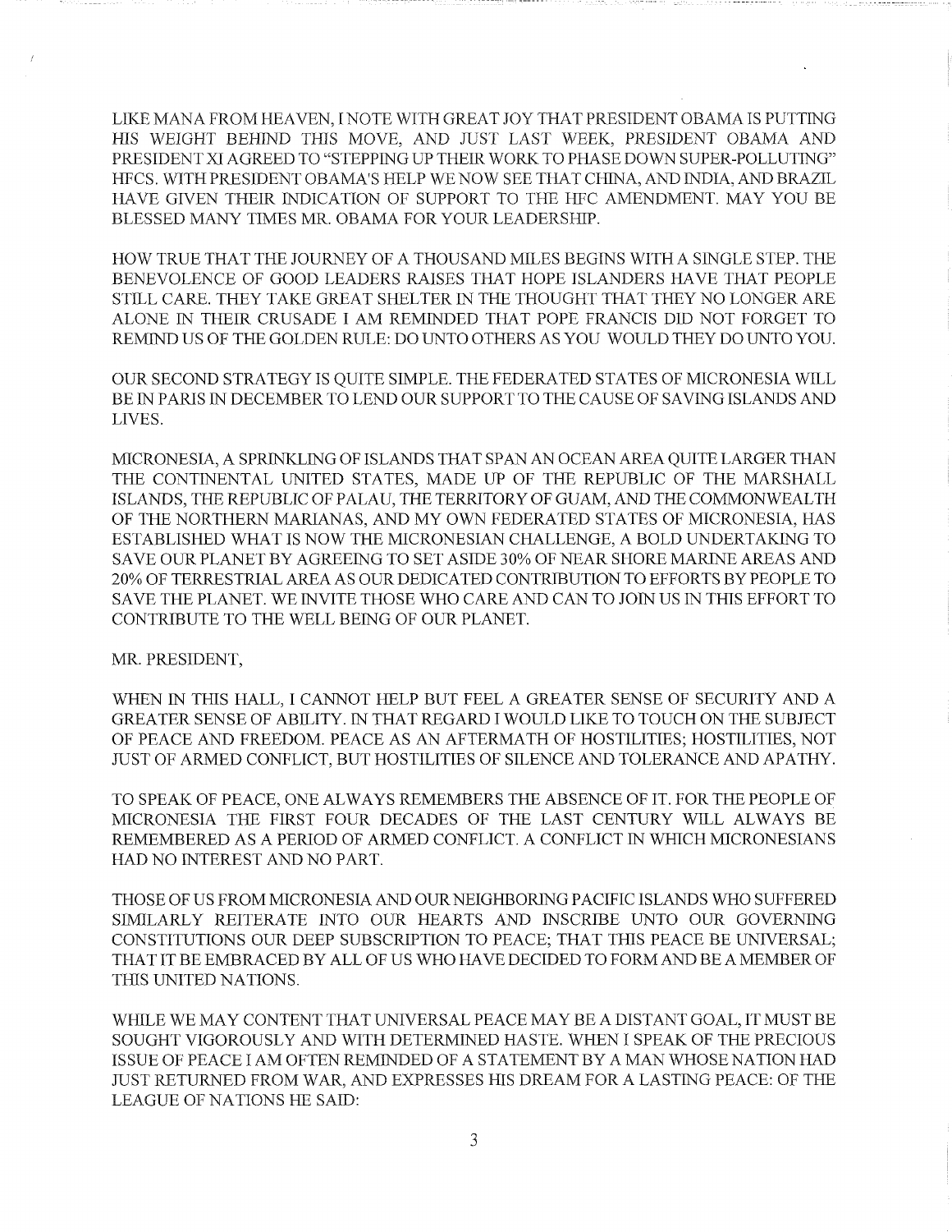LIKE MANA FROM HEAVEN, I NOTE WITH GREAT JOY THAT PRESIDENT OBAMA IS PUTTING HIS WEIGHT BEHIND THIS MOVE, AND JUST LAST WEEK, PRESIDENT OBAMA AND PRESIDENT XI AGREED TO "STEPPING UP THEIR WORK TO PHASE DOWN SUPER-POLLUTING" HFCS. WITH PRESIDENT OBAMA'S HELP WE NOW SEE THAT CHINA, AND INDIA, AND BRAZIL HAVE GIVEN THEIR INDICATION OF SUPPORT TO THE HFC AMENDMENT. MAY YOU BE BLESSED MANY TIMES MR. OBAMA FOR YOUR LEADERSHIP.

HOW TRUE THAT THE JOURNEY OF A THOUSAND MILES BEGINS WITH A SINGLE STEP. THE BENEVOLENCE OF GOOD LEADERS RAISES THAT HOPE ISLANDERS HAVE THAT PEOPLE STILL CARE. THEY TAKE GREAT SHELTER IN THE THOUGHT THAT THEY NO LONGER ARE ALONE IN THEIR CRUSADE I AM REMINDED THAT POPE FRANCIS DID NOT FORGET TO REMIND US OF THE GOLDEN RULE: DO UNTO OTHERS AS YOU WOULD THEY DO UNTO YOU.

OUR SECOND STRATEGY IS QUITE SIMPLE. THE FEDERATED STATES OF MICRONESIA WILL BE IN PARIS IN DECEMBER TO LEND OUR SUPPORT TO THE CAUSE OF SAVING ISLANDS AND LIVES.

MICRONESIA, A SPRINKLING OF ISLANDS THAT SPAN AN OCEAN AREA QUITE LARGER THAN THE CONTINENTAL UNITED STATES, MADE UP OF THE REPUBLIC OF THE MARSHALL ISLANDS, THE REPUBLIC OF PALAU, THE TERRITORY OF GUAM, AND THE COMMONWEALTH OF THE NORTHERN MARIANAS, AND MY OWN FEDERATED STATES OF MICRONESIA, HAS ESTABLISHED WHAT IS NOW THE MICRONESIAN CHALLENGE, A BOLD UNDERTAKING TO SAVE OUR PLANET BY AGREEING TO SET ASIDE 30% OF NEAR SHORE MARINE AREAS AND 20% OF TERRESTRIAL AREA AS OUR DEDICATED CONTRIBUTION TO EFFORTS BY PEOPLE TO SAVE THE PLANET. WE INVITE THOSE WHO CARE AND CAN TO JOIN US IN THIS EFFORT TO CONTRIBUTE TO THE WELL BEING OF OUR PLANET.

MR. PRESIDENT,

WHEN IN THIS HALL, I CANNOT HELP BUT FEEL A GREATER SENSE OF SECURITY AND A GREATER SENSE OF ABILITY. IN THAT REGARD I WOULD LIKE TO TOUCH ON THE SUBJECT OF PEACE AND FREEDOM. PEACE AS AN AFTERMATH OF HOSTILITIES; HOSTILITIES, NOT JUST OF ARMED CONFLICT, BUT HOSTILITIES OF SILENCE AND TOLERANCE AND APATHY.

TO SPEAK OF PEACE, ONE ALWAYS REMEMBERS THE ABSENCE OF IT. FOR THE PEOPLE OF MICRONESIA THE FIRST FOUR DECADES OF THE LAST CENTURY WILL ALWAYS BE REMEMBERED AS A PERIOD OF ARMED CONFLICT. A CONFLICT IN WHICH MICRONESIANS HAD NO INTEREST AND NO PART.

THOSE OF US FROM MICRONESIA AND OUR NEIGHBORING PACIFIC ISLANDS WHO SUFFERED SIMILARLY REITERATE INTO OUR HEARTS AND INSCRIBE UNTO OUR GOVERNING CONSTITUTIONS OUR DEEP SUBSCRIPTION TO PEACE; THAT THIS PEACE BE UNIVERSAL; THAT IT BE EMBRACED BY ALL OF US WHO HAVE DECIDED TO FORM AND BE A MEMBER OF THIS UNITED NATIONS.

WHILE WE MAY CONTENT THAT UNIVERSAL PEACE MAY BE A DISTANT GOAL, IT MUST BE SOUGHT VIGOROUSLY AND WITH DETERMINED HASTE. WHEN I SPEAK OF THE PRECIOUS ISSUE OF PEACE I AM OFTEN REMINDED OF A STATEMENT BY A MAN WHOSE NATION HAD JUST RETURNED FROM WAR, AND EXPRESSES HIS DREAM FOR A LASTING PEACE: OF THE LEAGUE OF NATIONS HE SAID: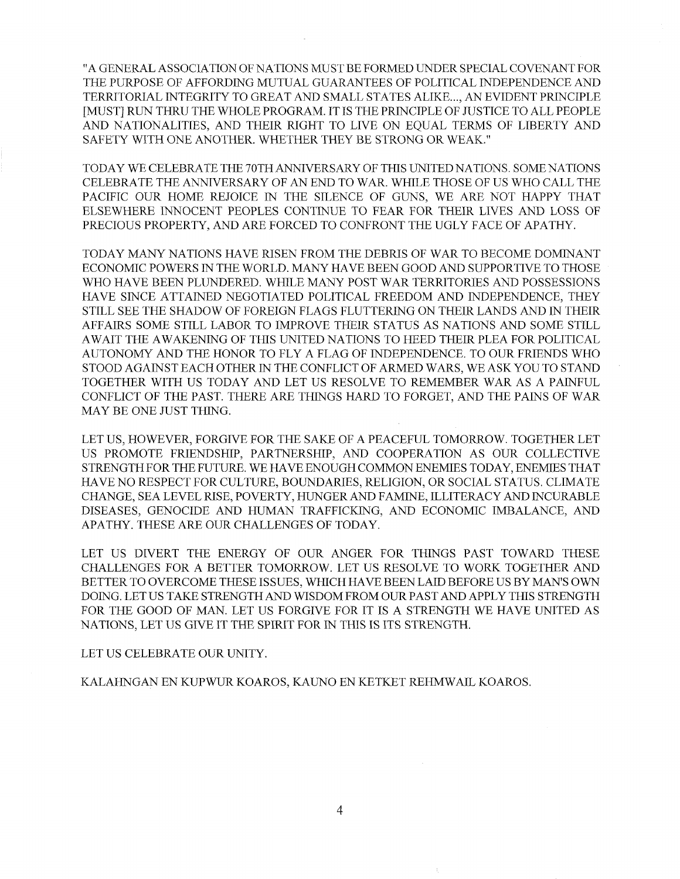"A GENERAL ASSOCIATION OF NATIONS MUST BE FORMED UNDER SPECIAL COVENANT FOR THE PURPOSE OF AFFORDING MUTUAL GUARANTEES OF POLITICAL INDEPENDENCE AND TERRITORIAL INTEGRITY TO GREAT AND SMALL STATES ALIKE..., AN EVIDENT PRINCIPLE [MUST] RUN THRU THE WHOLE PROGRAM. IT IS THE PRINCIPLE OF JUSTICE TO ALL PEOPLE AND NATIONALITIES, AND THEIR RIGHT TO LIVE ON EQUAL TERMS OF LIBERTY AND SAFETY WITH ONE ANOTHER. WHETHER THEY BE STRONG OR WEAK."

TODAY WE CELEBRATE THE 70TH ANNIVERSARY OF THIS UNITED NATIONS. SOME NATIONS CELEBRATE THE ANNIVERSARY OF AN END TO WAR. WHILE THOSE OF US WHO CALL THE PACIFIC OUR HOME REJOICE IN THE SILENCE OF GUNS, WE ARE NOT HAPPY THAT ELSEWHERE INNOCENT PEOPLES CONTINUE TO FEAR FOR THEIR LIVES AND LOSS OF PRECIOUS PROPERTY, AND ARE FORCED TO CONFRONT THE UGLY FACE OF APATHY.

TODAY MANY NATIONS HAVE RISEN FROM THE DEBRIS OF WAR TO BECOME DOMINANT ECONOMIC POWERS IN THE WORLD. MANY HAVE BEEN GOOD AND SUPPORTIVE TO THOSE WHO HAVE BEEN PLUNDERED. WHILE MANY POST WAR TERRITORIES AND POSSESSIONS HAVE SINCE ATTAINED NEGOTIATED POLITICAL FREEDOM AND INDEPENDENCE, THEY STILL SEE THE SHADOW OF FOREIGN FLAGS FLUTTERING ON THEIR LANDS AND IN THEIR AFFAIRS SOME STILL LABOR TO IMPROVE THEIR STATUS AS NATIONS AND SOME STILL AWAIT THE AWAKENING OF THIS UNITED NATIONS TO HEED THEIR PLEA FOR POLITICAL AUTONOMY AND THE HONOR TO FLY A FLAG OF INDEPENDENCE. TO OUR FRIENDS WHO STOOD AGAINST EACH OTHER IN THE CONFLICT OF ARMED WARS, WE ASK YOU TO STAND TOGETHER WITH US TODAY AND LET US RESOLVE TO REMEMBER WAR AS A PAINFUL CONFLICT OF THE PAST. THERE ARE THINGS HARD TO FORGET, AND THE PAINS OF WAR MAY BE ONE JUST THING.

LET US, HOWEVER, FORGIVE FOR THE SAKE OF A PEACEFUL TOMORROW. TOGETHER LET US PROMOTE FRIENDSHIP, PARTNERSHIP, AND COOPERATION AS OUR COLLECTIVE STRENGTH FOR THE FUTURE. WE HAVE ENOUGH COMMON ENEMIES TODAY, ENEMIES THAT HAVE NO RESPECT FOR CULTURE, BOUNDARIES, RELIGION, OR SOCIAL STATUS. CLIMATE CHANGE, SEA LEVEL RISE, POVERTY, HUNGER AND FAMINE, ILLITERACY AND INCURABLE DISEASES, GENOCIDE AND HUMAN TRAFFICKING, AND ECONOMIC IMBALANCE, AND APATHY. THESE ARE OUR CHALLENGES OF TODAY.

LET US DIVERT THE ENERGY OF OUR ANGER FOR THINGS PAST TOWARD THESE CHALLENGES FOR A BETTER TOMORROW. LET US RESOLVE TO WORK TOGETHER AND BETTER TO OVERCOME THESE ISSUES, WHICH HAVE BEEN LAID BEFORE US BY MAN'S OWN DOING. LET US TAKE STRENGTH AND WISDOM FROM OUR PAST AND APPLY THIS STRENGTH FOR THE GOOD OF MAN. LET US FORGIVE FOR IT IS A STRENGTH WE HAVE UNITED AS NATIONS, LET US GIVE IT THE SPIRIT FOR IN THIS IS ITS STRENGTH.

LET US CELEBRATE OUR UNITY.

KALAHNGAN EN KUPWUR KOAROS, KAUNO EN KETKET REHMWAIL KOAROS.